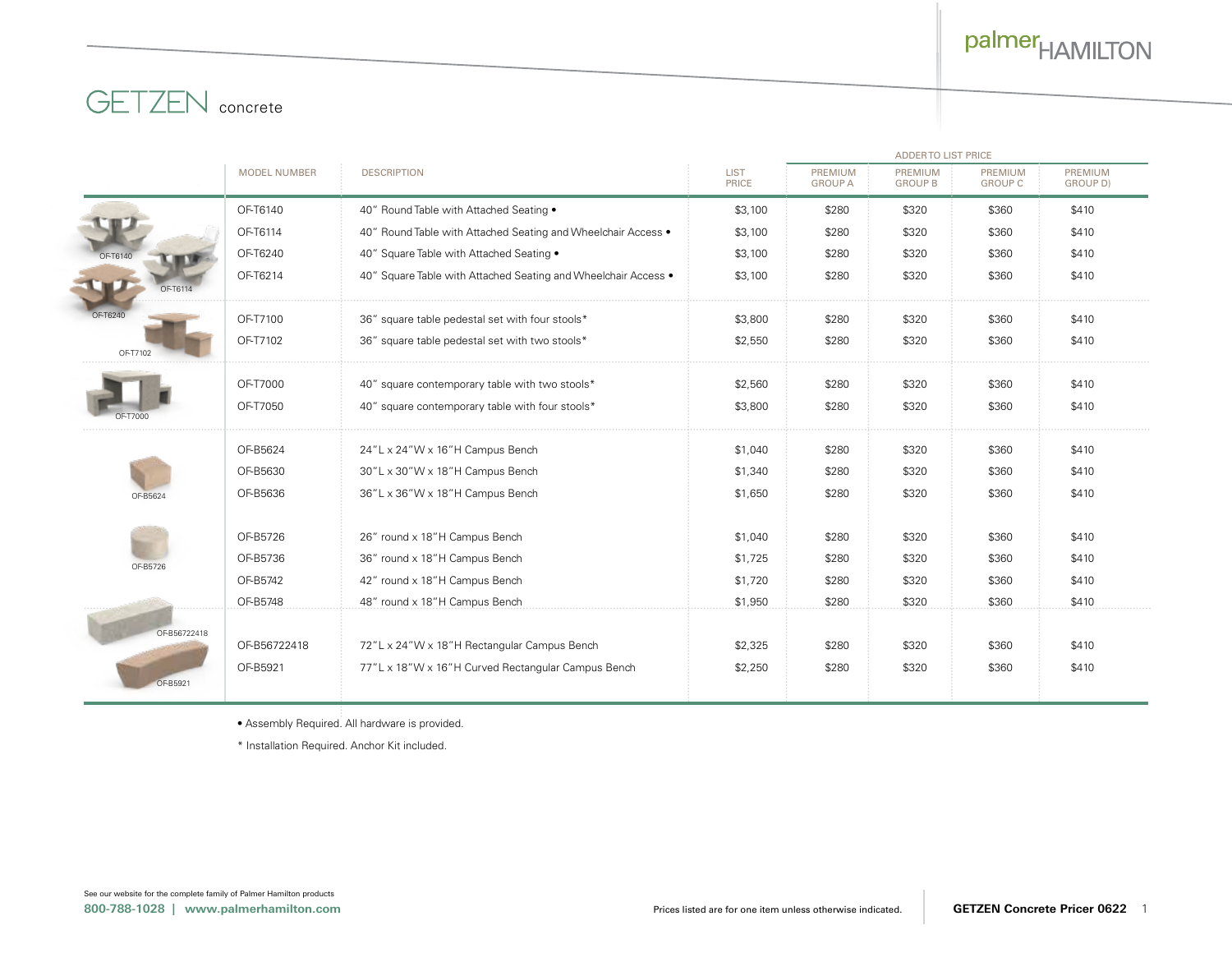palmer HAMILTON

# GETZEN concrete

| MODEL NUMBER | DESCRIPTION | LIST PRICE | ADDER TO LIST PRICE PREMIUM GROUP A | PREMIUM GROUP B | PREMIUM GROUP C | PREMIUM GROUP D) |
|---|---|---|---|---|---|---|
| OF-T6140 | 40" Round Table with Attached Seating • | $3,100 | $280 | $320 | $360 | $410 |
| OF-T6114 | 40" Round Table with Attached Seating and Wheelchair Access • | $3,100 | $280 | $320 | $360 | $410 |
| OF-T6240 | 40" Square Table with Attached Seating • | $3,100 | $280 | $320 | $360 | $410 |
| OF-T6214 | 40" Square Table with Attached Seating and Wheelchair Access • | $3,100 | $280 | $320 | $360 | $410 |
| OF-T7100 | 36" square table pedestal set with four stools* | $3,800 | $280 | $320 | $360 | $410 |
| OF-T7102 | 36" square table pedestal set with two stools* | $2,550 | $280 | $320 | $360 | $410 |
| OF-T7000 | 40" square contemporary table with two stools* | $2,560 | $280 | $320 | $360 | $410 |
| OF-T7050 | 40" square contemporary table with four stools* | $3,800 | $280 | $320 | $360 | $410 |
| OF-B5624 | 24"L x 24"W x 16"H Campus Bench | $1,040 | $280 | $320 | $360 | $410 |
| OF-B5630 | 30"L x 30"W x 18"H Campus Bench | $1,340 | $280 | $320 | $360 | $410 |
| OF-B5636 | 36"L x 36"W x 18"H Campus Bench | $1,650 | $280 | $320 | $360 | $410 |
| OF-B5726 | 26" round x 18"H Campus Bench | $1,040 | $280 | $320 | $360 | $410 |
| OF-B5736 | 36" round x 18"H Campus Bench | $1,725 | $280 | $320 | $360 | $410 |
| OF-B5742 | 42" round x 18"H Campus Bench | $1,720 | $280 | $320 | $360 | $410 |
| OF-B5748 | 48" round x 18"H Campus Bench | $1,950 | $280 | $320 | $360 | $410 |
| OF-B56722418 | 72"L x 24"W x 18"H Rectangular Campus Bench | $2,325 | $280 | $320 | $360 | $410 |
| OF-B5921 | 77"L x 18"W x 16"H Curved Rectangular Campus Bench | $2,250 | $280 | $320 | $360 | $410 |

• Assembly Required. All hardware is provided.

* Installation Required. Anchor Kit included.

See our website for the complete family of Palmer Hamilton products

800-788-1028 | www.palmerhamilton.com

Prices listed are for one item unless otherwise indicated.

GETZEN Concrete Pricer 0622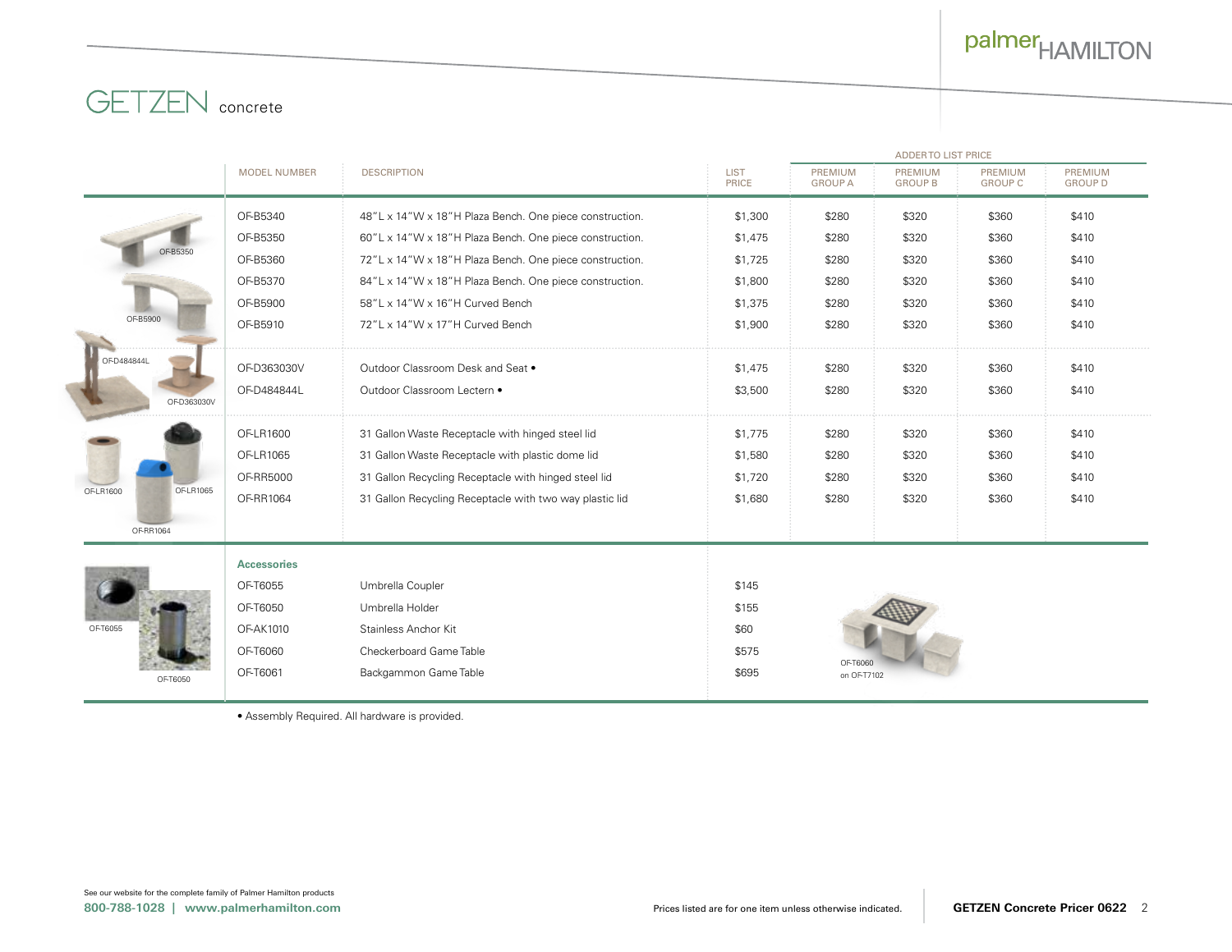# GETZEN concrete

| MODEL NUMBER | DESCRIPTION | LIST PRICE | ADDER TO LIST PRICE PREMIUM GROUP A | PREMIUM GROUP B | PREMIUM GROUP C | PREMIUM GROUP D |
|---|---|---|---|---|---|---|
| OF-B5340 | 48"L x 14"W x 18"H Plaza Bench. One piece construction. | $1,300 | $280 | $320 | $360 | $410 |
| OF-B5350 | 60"L x 14"W x 18"H Plaza Bench. One piece construction. | $1,475 | $280 | $320 | $360 | $410 |
| OF-B5360 | 72"L x 14"W x 18"H Plaza Bench. One piece construction. | $1,725 | $280 | $320 | $360 | $410 |
| OF-B5370 | 84"L x 14"W x 18"H Plaza Bench. One piece construction. | $1,800 | $280 | $320 | $360 | $410 |
| OF-B5900 | 58"L x 14"W x 16"H Curved Bench | $1,375 | $280 | $320 | $360 | $410 |
| OF-B5910 | 72"L x 14"W x 17"H Curved Bench | $1,900 | $280 | $320 | $360 | $410 |
| OF-D363030V | Outdoor Classroom Desk and Seat • | $1,475 | $280 | $320 | $360 | $410 |
| OF-D484844L | Outdoor Classroom Lectern • | $3,500 | $280 | $320 | $360 | $410 |
| OF-LR1600 | 31 Gallon Waste Receptacle with hinged steel lid | $1,775 | $280 | $320 | $360 | $410 |
| OF-LR1065 | 31 Gallon Waste Receptacle with plastic dome lid | $1,580 | $280 | $320 | $360 | $410 |
| OF-RR5000 | 31 Gallon Recycling Receptacle with hinged steel lid | $1,720 | $280 | $320 | $360 | $410 |
| OF-RR1064 | 31 Gallon Recycling Receptacle with two way plastic lid | $1,680 | $280 | $320 | $360 | $410 |

**Accessories**

| MODEL NUMBER | DESCRIPTION | LIST PRICE |
|---|---|---|
| OF-T6055 | Umbrella Coupler | $145 |
| OF-T6050 | Umbrella Holder | $155 |
| OF-AK1010 | Stainless Anchor Kit | $60 |
| OF-T6060 | Checkerboard Game Table | $575 |
| OF-T6061 | Backgammon Game Table | $695 |

OF-B5350, OF-B5900, OF-D484844L, OF-D363030V, OF-LR1600, OF-LR1065, OF-RR1064, OF-T6055, OF-T6050

OF-T6060 on OF-T7102

• Assembly Required. All hardware is provided.

See our website for the complete family of Palmer Hamilton products

**800-788-1028 | www.palmerhamilton.com**

Prices listed are for one item unless otherwise indicated.

**GETZEN Concrete Pricer 0622**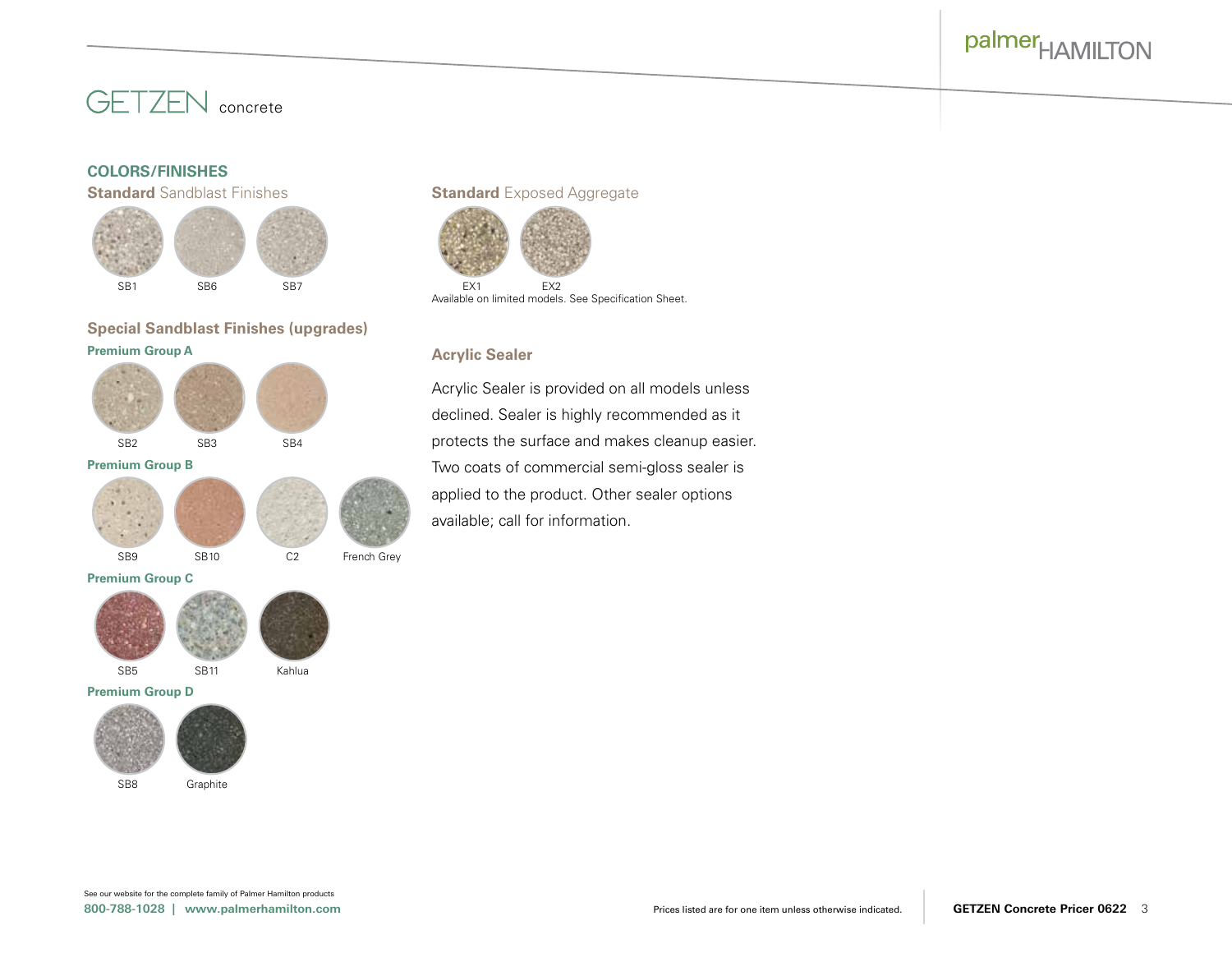# GETZEN concrete

## COLORS/FINISHES

### Standard Sandblast Finishes

SB1 SB6 SB7

### Special Sandblast Finishes (upgrades)

**Premium Group A**

SB2 SB3 SB4

**Premium Group B**

SB9 SB10 C2 French Grey

**Premium Group C**

SB5 SB11 Kahlua

**Premium Group D**

SB8 Graphite

### Standard Exposed Aggregate

EX1 EX2

Available on limited models. See Specification Sheet.

### Acrylic Sealer

Acrylic Sealer is provided on all models unless declined. Sealer is highly recommended as it protects the surface and makes cleanup easier. Two coats of commercial semi-gloss sealer is applied to the product. Other sealer options available; call for information.

See our website for the complete family of Palmer Hamilton products

**800-788-1028 | www.palmerhamilton.com**

Prices listed are for one item unless otherwise indicated.